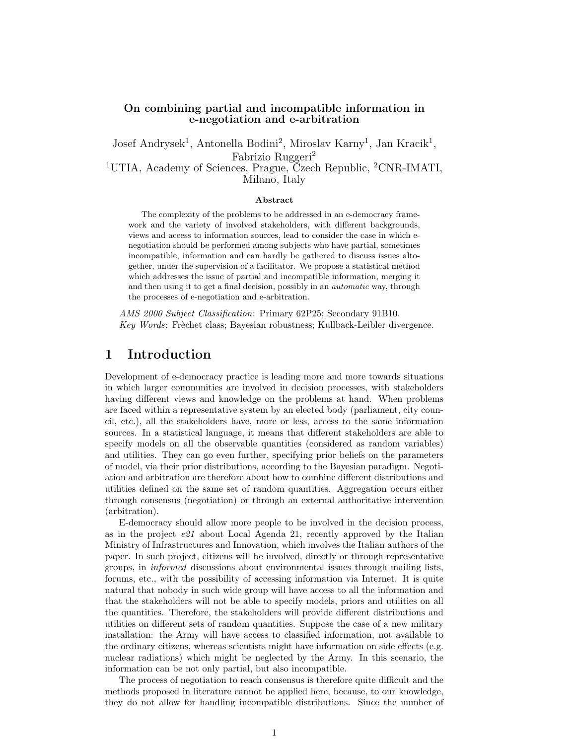# On combining partial and incompatible information in e-negotiation and e-arbitration

Josef Andrysek[1], Antonella Bodini[2], Miroslav Karny[1], Jan Kracik[1], Fabrizio Ruggeri[2]

[1]UTIA, Academy of Sciences, Prague, Czech Republic, [2]CNR-IMATI, Milano, Italy

### Abstract

The complexity of the problems to be addressed in an e-democracy framework and the variety of involved stakeholders, with different backgrounds, views and access to information sources, lead to consider the case in which e-negotiation should be performed among subjects who have partial, sometimes incompatible, information and can hardly be gathered to discuss issues altogether, under the supervision of a facilitator. We propose a statistical method which addresses the issue of partial and incompatible information, merging it and then using it to get a final decision, possibly in an *automatic* way, through the processes of e-negotiation and e-arbitration.

*AMS 2000 Subject Classification*: Primary 62P25; Secondary 91B10.

*Key Words*: Frèchet class; Bayesian robustness; Kullback-Leibler divergence.

## 1 Introduction

Development of e-democracy practice is leading more and more towards situations in which larger communities are involved in decision processes, with stakeholders having different views and knowledge on the problems at hand. When problems are faced within a representative system by an elected body (parliament, city council, etc.), all the stakeholders have, more or less, access to the same information sources. In a statistical language, it means that different stakeholders are able to specify models on all the observable quantities (considered as random variables) and utilities. They can go even further, specifying prior beliefs on the parameters of model, via their prior distributions, according to the Bayesian paradigm. Negotiation and arbitration are therefore about how to combine different distributions and utilities defined on the same set of random quantities. Aggregation occurs either through consensus (negotiation) or through an external authoritative intervention (arbitration).

E-democracy should allow more people to be involved in the decision process, as in the project *e21* about Local Agenda 21, recently approved by the Italian Ministry of Infrastructures and Innovation, which involves the Italian authors of the paper. In such project, citizens will be involved, directly or through representative groups, in *informed* discussions about environmental issues through mailing lists, forums, etc., with the possibility of accessing information via Internet. It is quite natural that nobody in such wide group will have access to all the information and that the stakeholders will not be able to specify models, priors and utilities on all the quantities. Therefore, the stakeholders will provide different distributions and utilities on different sets of random quantities. Suppose the case of a new military installation: the Army will have access to classified information, not available to the ordinary citizens, whereas scientists might have information on side effects (e.g. nuclear radiations) which might be neglected by the Army. In this scenario, the information can be not only partial, but also incompatible.

The process of negotiation to reach consensus is therefore quite difficult and the methods proposed in literature cannot be applied here, because, to our knowledge, they do not allow for handling incompatible distributions. Since the number of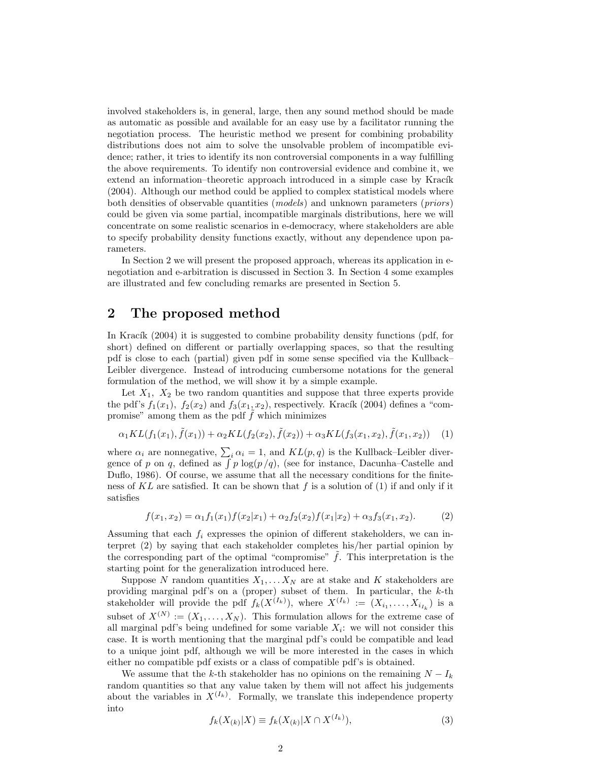involved stakeholders is, in general, large, then any sound method should be made as automatic as possible and available for an easy use by a facilitator running the negotiation process. The heuristic method we present for combining probability distributions does not aim to solve the unsolvable problem of incompatible evidence; rather, it tries to identify its non controversial components in a way fulfilling the above requirements. To identify non controversial evidence and combine it, we extend an information–theoretic approach introduced in a simple case by Kracík (2004). Although our method could be applied to complex statistical models where both densities of observable quantities (*models*) and unknown parameters (*priors*) could be given via some partial, incompatible marginals distributions, here we will concentrate on some realistic scenarios in e-democracy, where stakeholders are able to specify probability density functions exactly, without any dependence upon parameters.

In Section 2 we will present the proposed approach, whereas its application in e-negotiation and e-arbitration is discussed in Section 3. In Section 4 some examples are illustrated and few concluding remarks are presented in Section 5.

## 2 The proposed method

In Kracík (2004) it is suggested to combine probability density functions (pdf, for short) defined on different or partially overlapping spaces, so that the resulting pdf is close to each (partial) given pdf in some sense specified via the Kullback–Leibler divergence. Instead of introducing cumbersome notations for the general formulation of the method, we will show it by a simple example.

Let $X_1$, $X_2$ be two random quantities and suppose that three experts provide the pdf's $f_1(x_1)$, $f_2(x_2)$ and $f_3(x_1, x_2)$, respectively. Kracík (2004) defines a "compromise" among them as the pdf $\tilde{f}$ which minimizes

$$\alpha_1 KL(f_1(x_1), \tilde{f}(x_1)) + \alpha_2 KL(f_2(x_2), \tilde{f}(x_2)) + \alpha_3 KL(f_3(x_1, x_2), \tilde{f}(x_1, x_2)) \quad (1)$$

where $\alpha_i$ are nonnegative, $\sum_i \alpha_i = 1$, and $KL(p, q)$ is the Kullback–Leibler divergence of $p$ on $q$, defined as $\int p \log(p/q)$, (see for instance, Dacunha–Castelle and Duflo, 1986). Of course, we assume that all the necessary conditions for the finiteness of $KL$ are satisfied. It can be shown that $f$ is a solution of (1) if and only if it satisfies

$$f(x_1, x_2) = \alpha_1 f_1(x_1) f(x_2|x_1) + \alpha_2 f_2(x_2) f(x_1|x_2) + \alpha_3 f_3(x_1, x_2). \quad (2)$$

Assuming that each $f_i$ expresses the opinion of different stakeholders, we can interpret (2) by saying that each stakeholder completes his/her partial opinion by the corresponding part of the optimal "compromise" $\tilde{f}$. This interpretation is the starting point for the generalization introduced here.

Suppose $N$ random quantities $X_1, \ldots X_N$ are at stake and $K$ stakeholders are providing marginal pdf's on a (proper) subset of them. In particular, the $k$-th stakeholder will provide the pdf $f_k(X^{(I_k)})$, where $X^{(I_k)} := (X_{i_1}, \ldots, X_{i_{I_k}})$ is a subset of $X^{(N)} := (X_1, \ldots, X_N)$. This formulation allows for the extreme case of all marginal pdf's being undefined for some variable $X_i$: we will not consider this case. It is worth mentioning that the marginal pdf's could be compatible and lead to a unique joint pdf, although we will be more interested in the cases in which either no compatible pdf exists or a class of compatible pdf's is obtained.

We assume that the $k$-th stakeholder has no opinions on the remaining $N - I_k$ random quantities so that any value taken by them will not affect his judgements about the variables in $X^{(I_k)}$. Formally, we translate this independence property into

$$f_k(X_{(k)}|X) \equiv f_k(X_{(k)}|X \cap X^{(I_k)}), \quad (3)$$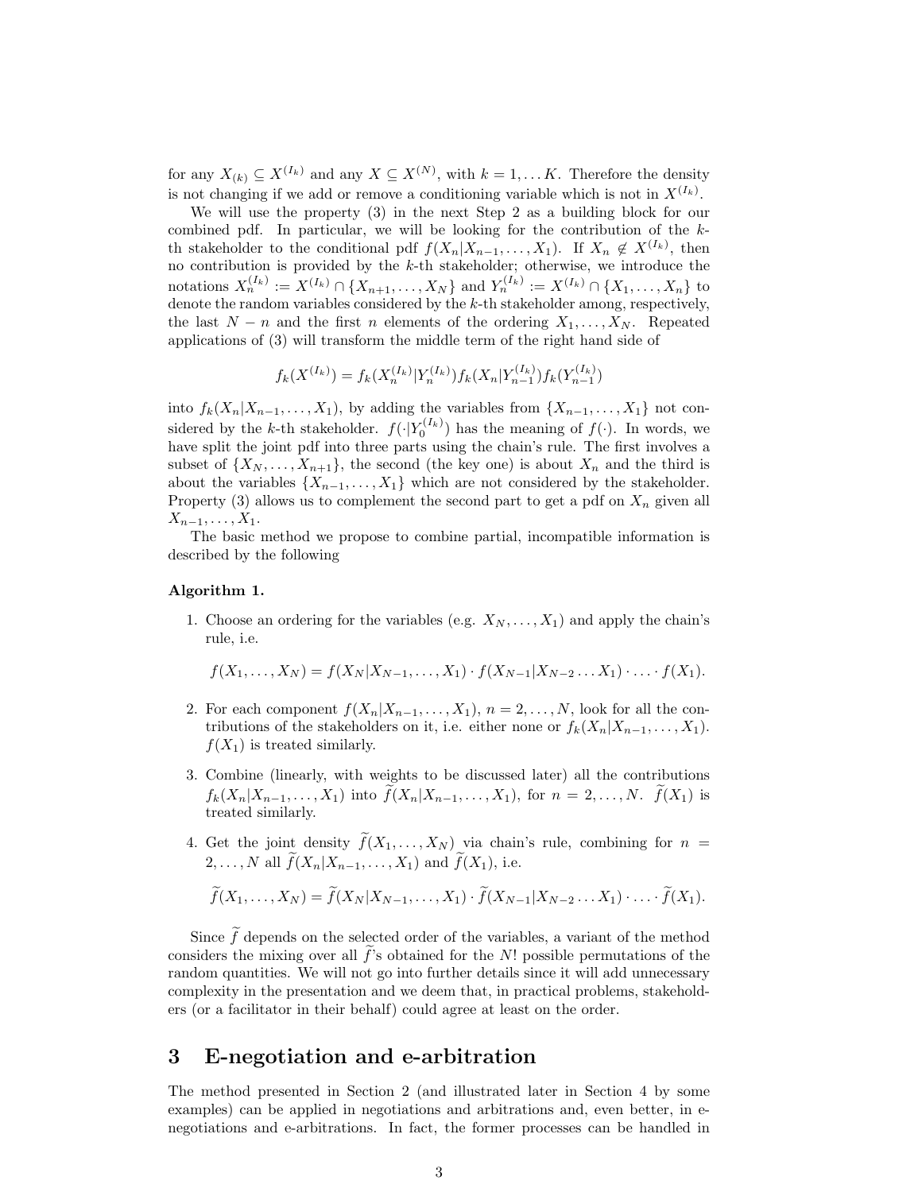for any $X_{(k)} \subseteq X^{(I_k)}$ and any $X \subseteq X^{(N)}$, with $k = 1, \ldots K$. Therefore the density is not changing if we add or remove a conditioning variable which is not in $X^{(I_k)}$.

We will use the property (3) in the next Step 2 as a building block for our combined pdf. In particular, we will be looking for the contribution of the $k$-th stakeholder to the conditional pdf $f(X_n|X_{n-1}, \ldots, X_1)$. If $X_n \notin X^{(I_k)}$, then no contribution is provided by the $k$-th stakeholder; otherwise, we introduce the notations $X_n^{(I_k)} := X^{(I_k)} \cap \{X_{n+1}, \ldots, X_N\}$ and $Y_n^{(I_k)} := X^{(I_k)} \cap \{X_1, \ldots, X_n\}$ to denote the random variables considered by the $k$-th stakeholder among, respectively, the last $N - n$ and the first $n$ elements of the ordering $X_1, \ldots, X_N$. Repeated applications of (3) will transform the middle term of the right hand side of

$$f_k(X^{(I_k)}) = f_k(X_n^{(I_k)}|Y_n^{(I_k)}) f_k(X_n|Y_{n-1}^{(I_k)}) f_k(Y_{n-1}^{(I_k)})$$

into $f_k(X_n|X_{n-1}, \ldots, X_1)$, by adding the variables from $\{X_{n-1}, \ldots, X_1\}$ not considered by the $k$-th stakeholder. $f(\cdot|Y_0^{(I_k)})$ has the meaning of $f(\cdot)$. In words, we have split the joint pdf into three parts using the chain's rule. The first involves a subset of $\{X_N, \ldots, X_{n+1}\}$, the second (the key one) is about $X_n$ and the third is about the variables $\{X_{n-1}, \ldots, X_1\}$ which are not considered by the stakeholder. Property (3) allows us to complement the second part to get a pdf on $X_n$ given all $X_{n-1}, \ldots, X_1$.

The basic method we propose to combine partial, incompatible information is described by the following

**Algorithm 1.**

1. Choose an ordering for the variables (e.g. $X_N, \ldots, X_1$) and apply the chain's rule, i.e.

$$f(X_1, \ldots, X_N) = f(X_N|X_{N-1}, \ldots, X_1) \cdot f(X_{N-1}|X_{N-2} \ldots X_1) \cdot \ldots \cdot f(X_1).$$

2. For each component $f(X_n|X_{n-1}, \ldots, X_1)$, $n = 2, \ldots, N$, look for all the contributions of the stakeholders on it, i.e. either none or $f_k(X_n|X_{n-1}, \ldots, X_1)$. $f(X_1)$ is treated similarly.

3. Combine (linearly, with weights to be discussed later) all the contributions $f_k(X_n|X_{n-1}, \ldots, X_1)$ into $\widetilde{f}(X_n|X_{n-1}, \ldots, X_1)$, for $n = 2, \ldots, N$. $\widetilde{f}(X_1)$ is treated similarly.

4. Get the joint density $\widetilde{f}(X_1, \ldots, X_N)$ via chain's rule, combining for $n = 2, \ldots, N$ all $\widetilde{f}(X_n|X_{n-1}, \ldots, X_1)$ and $\widetilde{f}(X_1)$, i.e.

$$\widetilde{f}(X_1, \ldots, X_N) = \widetilde{f}(X_N|X_{N-1}, \ldots, X_1) \cdot \widetilde{f}(X_{N-1}|X_{N-2} \ldots X_1) \cdot \ldots \cdot \widetilde{f}(X_1).$$

Since $\widetilde{f}$ depends on the selected order of the variables, a variant of the method considers the mixing over all $\widetilde{f}$'s obtained for the $N!$ possible permutations of the random quantities. We will not go into further details since it will add unnecessary complexity in the presentation and we deem that, in practical problems, stakeholders (or a facilitator in their behalf) could agree at least on the order.

# 3 E-negotiation and e-arbitration

The method presented in Section 2 (and illustrated later in Section 4 by some examples) can be applied in negotiations and arbitrations and, even better, in e-negotiations and e-arbitrations. In fact, the former processes can be handled in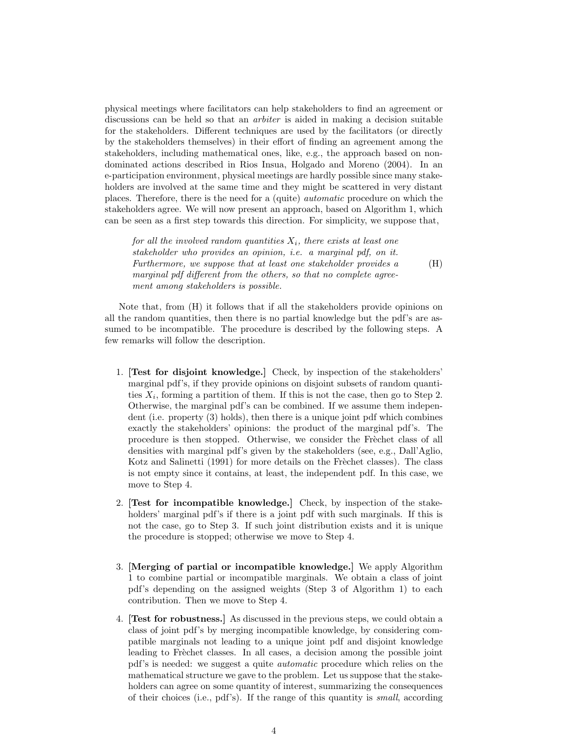physical meetings where facilitators can help stakeholders to find an agreement or discussions can be held so that an *arbiter* is aided in making a decision suitable for the stakeholders. Different techniques are used by the facilitators (or directly by the stakeholders themselves) in their effort of finding an agreement among the stakeholders, including mathematical ones, like, e.g., the approach based on non-dominated actions described in Rios Insua, Holgado and Moreno (2004). In an e-participation environment, physical meetings are hardly possible since many stakeholders are involved at the same time and they might be scattered in very distant places. Therefore, there is the need for a (quite) *automatic* procedure on which the stakeholders agree. We will now present an approach, based on Algorithm 1, which can be seen as a first step towards this direction. For simplicity, we suppose that,

> *for all the involved random quantities $X_i$, there exists at least one stakeholder who provides an opinion, i.e. a marginal pdf, on it. Furthermore, we suppose that at least one stakeholder provides a marginal pdf different from the others, so that no complete agreement among stakeholders is possible.* (H)

Note that, from (H) it follows that if all the stakeholders provide opinions on all the random quantities, then there is no partial knowledge but the pdf's are assumed to be incompatible. The procedure is described by the following steps. A few remarks will follow the description.

1. **[Test for disjoint knowledge.]** Check, by inspection of the stakeholders' marginal pdf's, if they provide opinions on disjoint subsets of random quantities $X_i$, forming a partition of them. If this is not the case, then go to Step 2. Otherwise, the marginal pdf's can be combined. If we assume them independent (i.e. property (3) holds), then there is a unique joint pdf which combines exactly the stakeholders' opinions: the product of the marginal pdf's. The procedure is then stopped. Otherwise, we consider the Frèchet class of all densities with marginal pdf's given by the stakeholders (see, e.g., Dall'Aglio, Kotz and Salinetti (1991) for more details on the Frèchet classes). The class is not empty since it contains, at least, the independent pdf. In this case, we move to Step 4.

2. **[Test for incompatible knowledge.]** Check, by inspection of the stakeholders' marginal pdf's if there is a joint pdf with such marginals. If this is not the case, go to Step 3. If such joint distribution exists and it is unique the procedure is stopped; otherwise we move to Step 4.

3. **[Merging of partial or incompatible knowledge.]** We apply Algorithm 1 to combine partial or incompatible marginals. We obtain a class of joint pdf's depending on the assigned weights (Step 3 of Algorithm 1) to each contribution. Then we move to Step 4.

4. **[Test for robustness.]** As discussed in the previous steps, we could obtain a class of joint pdf's by merging incompatible knowledge, by considering compatible marginals not leading to a unique joint pdf and disjoint knowledge leading to Frèchet classes. In all cases, a decision among the possible joint pdf's is needed: we suggest a quite *automatic* procedure which relies on the mathematical structure we gave to the problem. Let us suppose that the stakeholders can agree on some quantity of interest, summarizing the consequences of their choices (i.e., pdf's). If the range of this quantity is *small*, according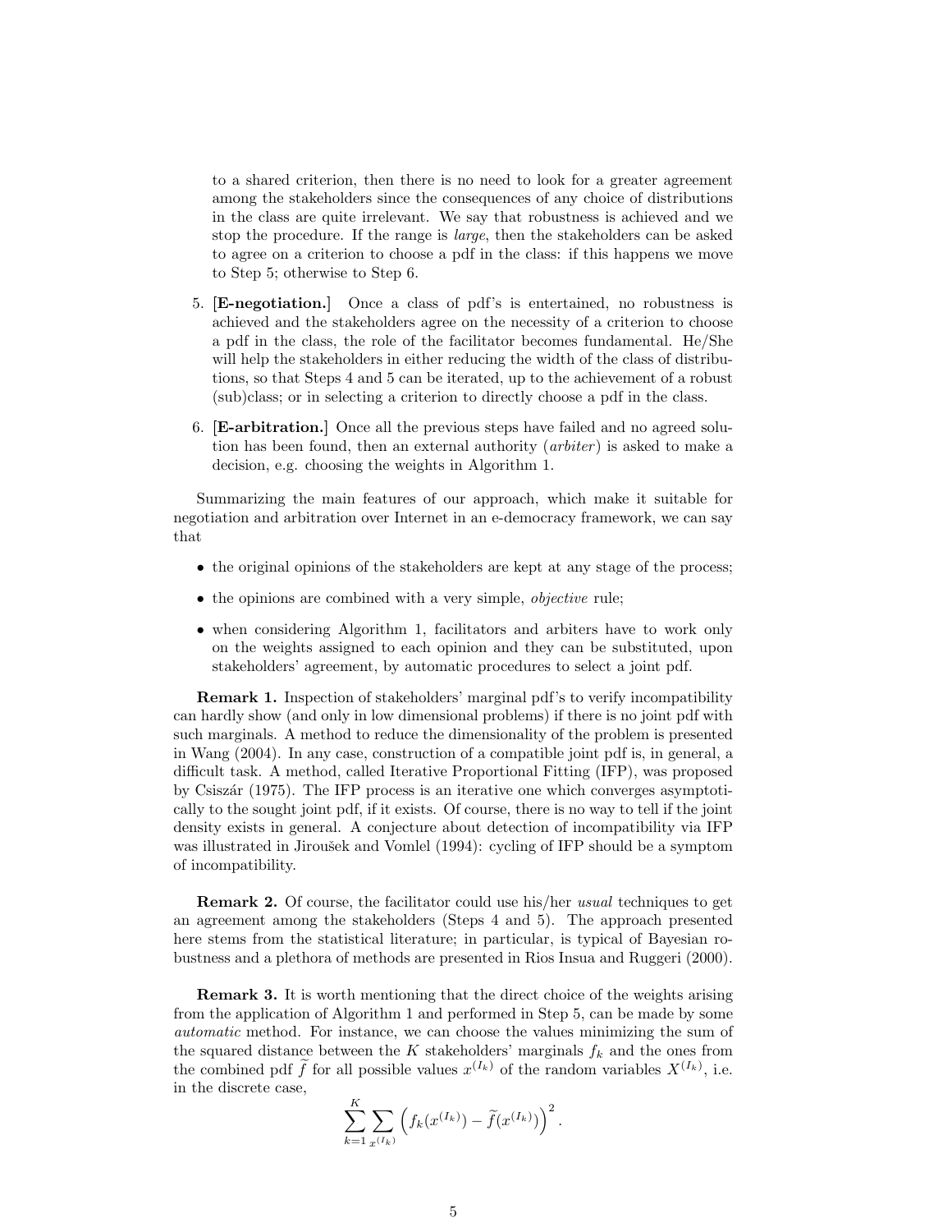to a shared criterion, then there is no need to look for a greater agreement among the stakeholders since the consequences of any choice of distributions in the class are quite irrelevant. We say that robustness is achieved and we stop the procedure. If the range is *large*, then the stakeholders can be asked to agree on a criterion to choose a pdf in the class: if this happens we move to Step 5; otherwise to Step 6.

5. **[E-negotiation.]** Once a class of pdf's is entertained, no robustness is achieved and the stakeholders agree on the necessity of a criterion to choose a pdf in the class, the role of the facilitator becomes fundamental. He/She will help the stakeholders in either reducing the width of the class of distributions, so that Steps 4 and 5 can be iterated, up to the achievement of a robust (sub)class; or in selecting a criterion to directly choose a pdf in the class.

6. **[E-arbitration.]** Once all the previous steps have failed and no agreed solution has been found, then an external authority (*arbiter*) is asked to make a decision, e.g. choosing the weights in Algorithm 1.

Summarizing the main features of our approach, which make it suitable for negotiation and arbitration over Internet in an e-democracy framework, we can say that

- the original opinions of the stakeholders are kept at any stage of the process;
- the opinions are combined with a very simple, *objective* rule;
- when considering Algorithm 1, facilitators and arbiters have to work only on the weights assigned to each opinion and they can be substituted, upon stakeholders' agreement, by automatic procedures to select a joint pdf.

**Remark 1.** Inspection of stakeholders' marginal pdf's to verify incompatibility can hardly show (and only in low dimensional problems) if there is no joint pdf with such marginals. A method to reduce the dimensionality of the problem is presented in Wang (2004). In any case, construction of a compatible joint pdf is, in general, a difficult task. A method, called Iterative Proportional Fitting (IFP), was proposed by Csiszár (1975). The IFP process is an iterative one which converges asymptotically to the sought joint pdf, if it exists. Of course, there is no way to tell if the joint density exists in general. A conjecture about detection of incompatibility via IFP was illustrated in Jiroušek and Vomlel (1994): cycling of IFP should be a symptom of incompatibility.

**Remark 2.** Of course, the facilitator could use his/her *usual* techniques to get an agreement among the stakeholders (Steps 4 and 5). The approach presented here stems from the statistical literature; in particular, is typical of Bayesian robustness and a plethora of methods are presented in Rios Insua and Ruggeri (2000).

**Remark 3.** It is worth mentioning that the direct choice of the weights arising from the application of Algorithm 1 and performed in Step 5, can be made by some *automatic* method. For instance, we can choose the values minimizing the sum of the squared distance between the $K$ stakeholders' marginals $f_k$ and the ones from the combined pdf $\widetilde{f}$ for all possible values $x^{(I_k)}$ of the random variables $X^{(I_k)}$, i.e. in the discrete case,

$$\sum_{k=1}^{K} \sum_{x^{(I_k)}} \left( f_k(x^{(I_k)}) - \widetilde{f}(x^{(I_k)}) \right)^2 .$$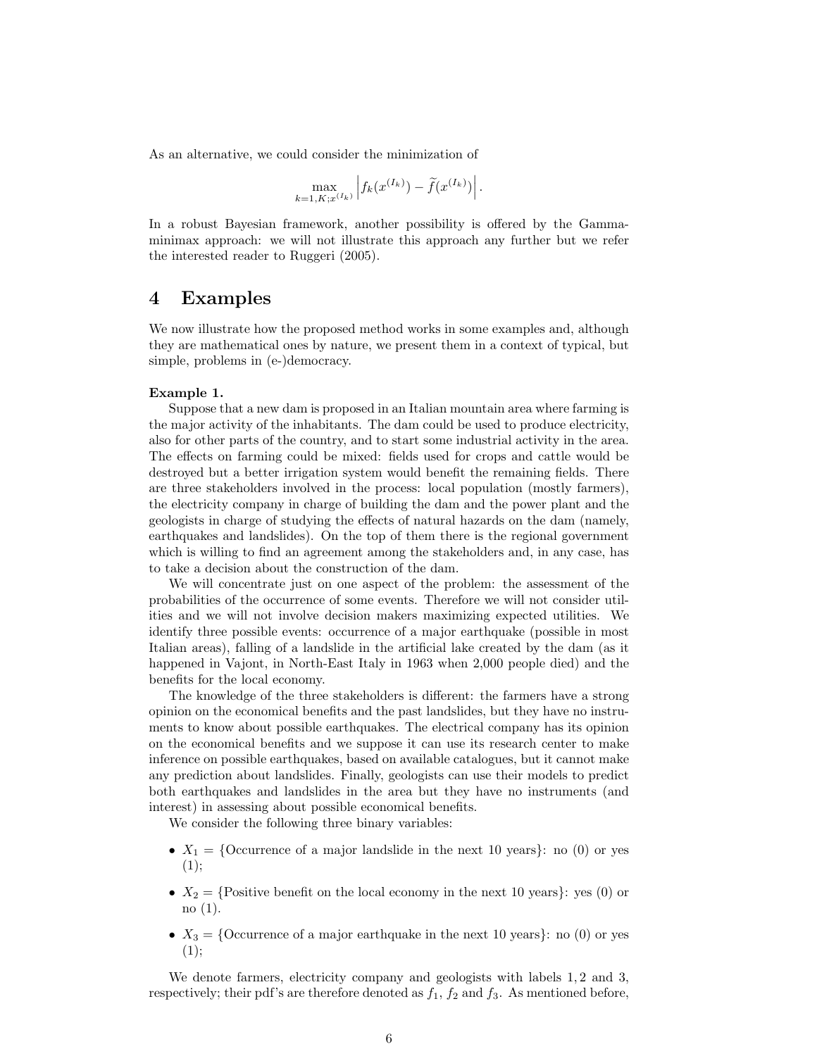As an alternative, we could consider the minimization of

$$\max_{k=1,K;x^{(I_k)}} \left| f_k(x^{(I_k)}) - \widetilde{f}(x^{(I_k)}) \right| .$$

In a robust Bayesian framework, another possibility is offered by the Gamma-minimax approach: we will not illustrate this approach any further but we refer the interested reader to Ruggeri (2005).

# 4 Examples

We now illustrate how the proposed method works in some examples and, although they are mathematical ones by nature, we present them in a context of typical, but simple, problems in (e-)democracy.

**Example 1.**

Suppose that a new dam is proposed in an Italian mountain area where farming is the major activity of the inhabitants. The dam could be used to produce electricity, also for other parts of the country, and to start some industrial activity in the area. The effects on farming could be mixed: fields used for crops and cattle would be destroyed but a better irrigation system would benefit the remaining fields. There are three stakeholders involved in the process: local population (mostly farmers), the electricity company in charge of building the dam and the power plant and the geologists in charge of studying the effects of natural hazards on the dam (namely, earthquakes and landslides). On the top of them there is the regional government which is willing to find an agreement among the stakeholders and, in any case, has to take a decision about the construction of the dam.

We will concentrate just on one aspect of the problem: the assessment of the probabilities of the occurrence of some events. Therefore we will not consider utilities and we will not involve decision makers maximizing expected utilities. We identify three possible events: occurrence of a major earthquake (possible in most Italian areas), falling of a landslide in the artificial lake created by the dam (as it happened in Vajont, in North-East Italy in 1963 when 2,000 people died) and the benefits for the local economy.

The knowledge of the three stakeholders is different: the farmers have a strong opinion on the economical benefits and the past landslides, but they have no instruments to know about possible earthquakes. The electrical company has its opinion on the economical benefits and we suppose it can use its research center to make inference on possible earthquakes, based on available catalogues, but it cannot make any prediction about landslides. Finally, geologists can use their models to predict both earthquakes and landslides in the area but they have no instruments (and interest) in assessing about possible economical benefits.

We consider the following three binary variables:

- $X_1$ = {Occurrence of a major landslide in the next 10 years}: no (0) or yes (1);
- $X_2$ = {Positive benefit on the local economy in the next 10 years}: yes (0) or no (1).
- $X_3$ = {Occurrence of a major earthquake in the next 10 years}: no (0) or yes (1);

We denote farmers, electricity company and geologists with labels 1, 2 and 3, respectively; their pdf's are therefore denoted as $f_1$, $f_2$ and $f_3$. As mentioned before,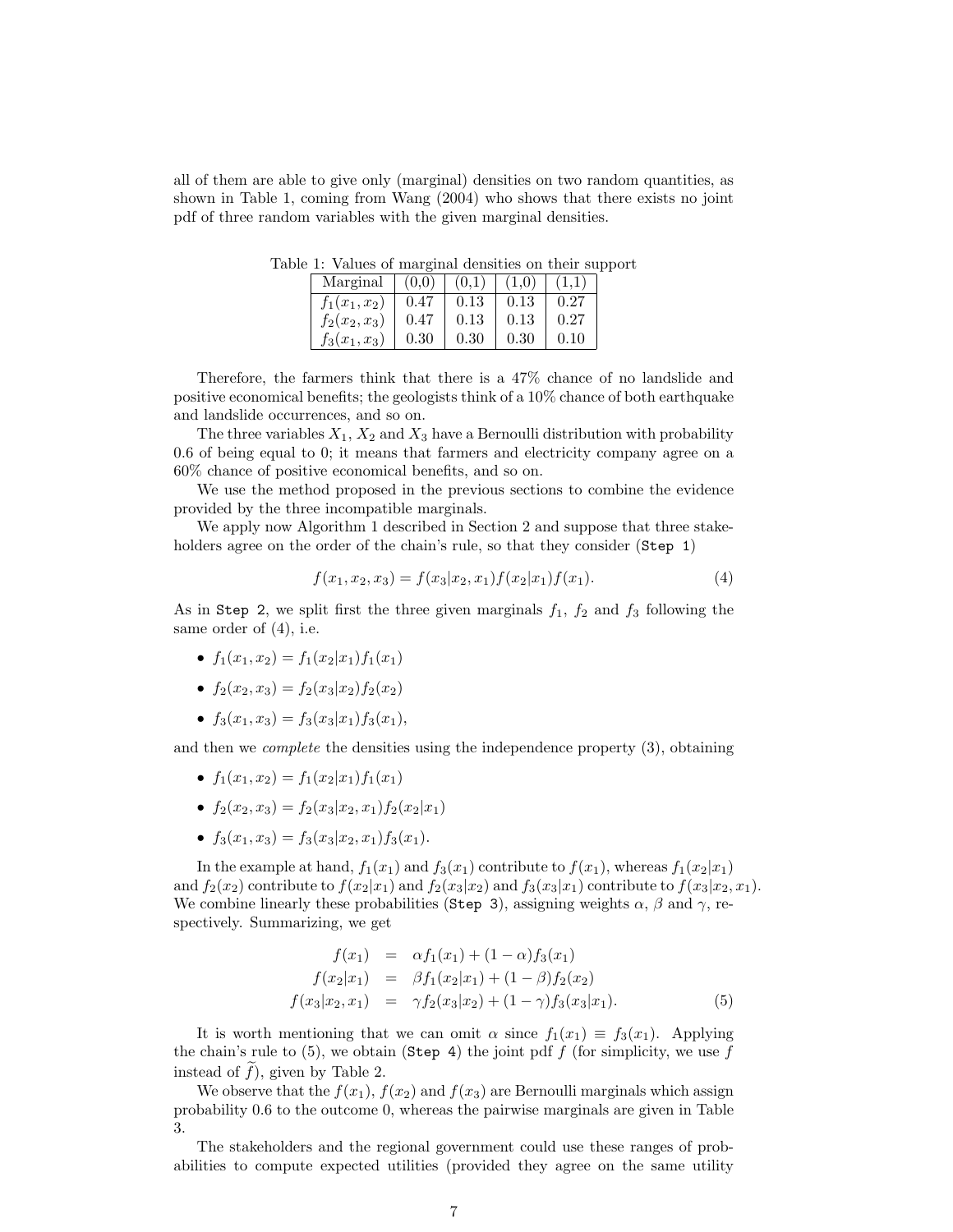all of them are able to give only (marginal) densities on two random quantities, as shown in Table 1, coming from Wang (2004) who shows that there exists no joint pdf of three random variables with the given marginal densities.

Table 1: Values of marginal densities on their support

| Marginal | (0,0) | (0,1) | (1,0) | (1,1) |
|---|---|---|---|---|
| $f_1(x_1, x_2)$ | 0.47 | 0.13 | 0.13 | 0.27 |
| $f_2(x_2, x_3)$ | 0.47 | 0.13 | 0.13 | 0.27 |
| $f_3(x_1, x_3)$ | 0.30 | 0.30 | 0.30 | 0.10 |

Therefore, the farmers think that there is a 47% chance of no landslide and positive economical benefits; the geologists think of a 10% chance of both earthquake and landslide occurrences, and so on.

The three variables $X_1$, $X_2$ and $X_3$ have a Bernoulli distribution with probability 0.6 of being equal to 0; it means that farmers and electricity company agree on a 60% chance of positive economical benefits, and so on.

We use the method proposed in the previous sections to combine the evidence provided by the three incompatible marginals.

We apply now Algorithm 1 described in Section 2 and suppose that three stakeholders agree on the order of the chain's rule, so that they consider (`Step 1`)

$$f(x_1, x_2, x_3) = f(x_3|x_2, x_1) f(x_2|x_1) f(x_1). \tag{4}$$

As in `Step 2`, we split first the three given marginals $f_1$, $f_2$ and $f_3$ following the same order of (4), i.e.

- $f_1(x_1, x_2) = f_1(x_2|x_1) f_1(x_1)$
- $f_2(x_2, x_3) = f_2(x_3|x_2) f_2(x_2)$
- $f_3(x_1, x_3) = f_3(x_3|x_1) f_3(x_1)$,

and then we *complete* the densities using the independence property (3), obtaining

- $f_1(x_1, x_2) = f_1(x_2|x_1) f_1(x_1)$
- $f_2(x_2, x_3) = f_2(x_3|x_2, x_1) f_2(x_2|x_1)$
- $f_3(x_1, x_3) = f_3(x_3|x_2, x_1) f_3(x_1)$.

In the example at hand, $f_1(x_1)$ and $f_3(x_1)$ contribute to $f(x_1)$, whereas $f_1(x_2|x_1)$ and $f_2(x_2)$ contribute to $f(x_2|x_1)$ and $f_2(x_3|x_2)$ and $f_3(x_3|x_1)$ contribute to $f(x_3|x_2, x_1)$. We combine linearly these probabilities (`Step 3`), assigning weights $\alpha$, $\beta$ and $\gamma$, respectively. Summarizing, we get

$$\begin{aligned} f(x_1) &= \alpha f_1(x_1) + (1-\alpha) f_3(x_1) \\ f(x_2|x_1) &= \beta f_1(x_2|x_1) + (1-\beta) f_2(x_2) \\ f(x_3|x_2, x_1) &= \gamma f_2(x_3|x_2) + (1-\gamma) f_3(x_3|x_1). \end{aligned} \tag{5}$$

It is worth mentioning that we can omit $\alpha$ since $f_1(x_1) \equiv f_3(x_1)$. Applying the chain's rule to (5), we obtain (`Step 4`) the joint pdf $f$ (for simplicity, we use $f$ instead of $\widetilde{f}$), given by Table 2.

We observe that the $f(x_1)$, $f(x_2)$ and $f(x_3)$ are Bernoulli marginals which assign probability 0.6 to the outcome 0, whereas the pairwise marginals are given in Table 3.

The stakeholders and the regional government could use these ranges of probabilities to compute expected utilities (provided they agree on the same utility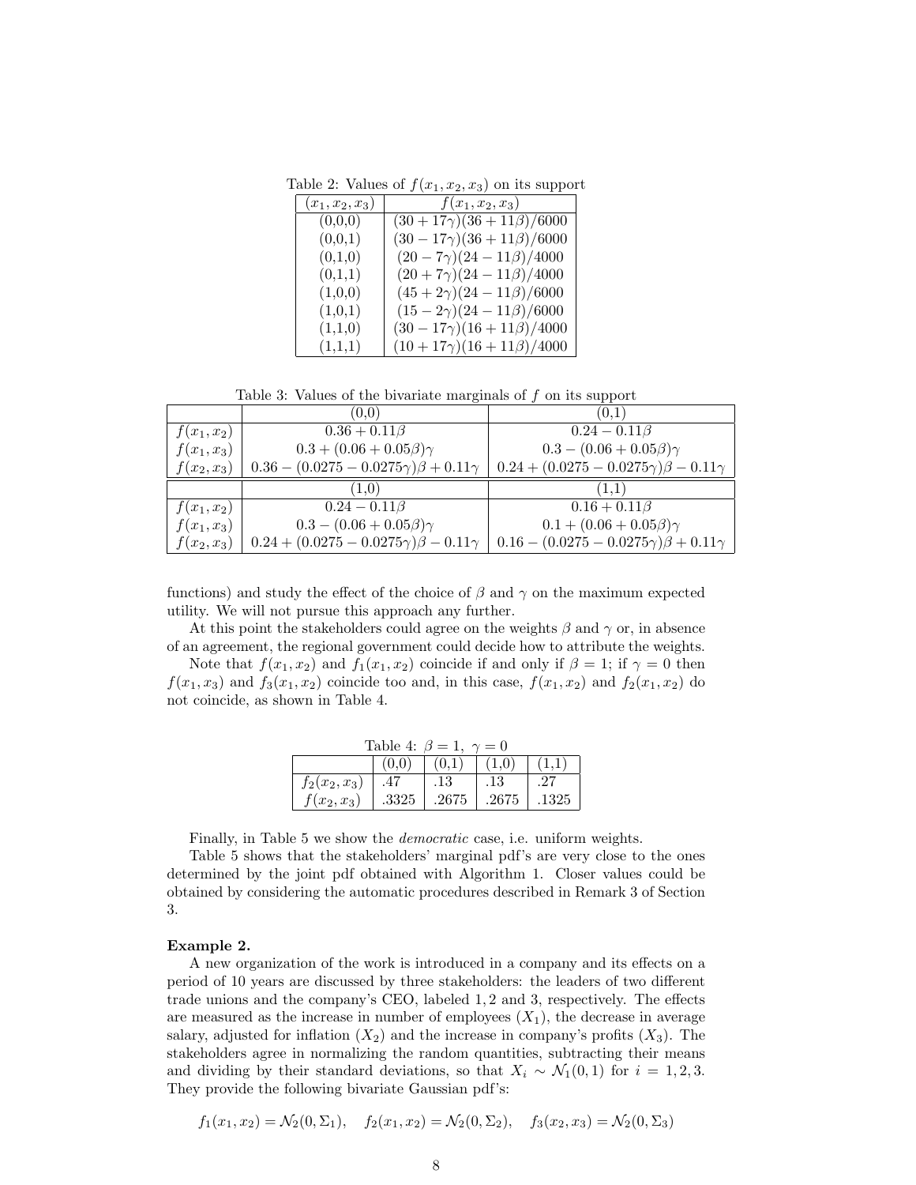Table 2: Values of $f(x_1, x_2, x_3)$ on its support

| $(x_1, x_2, x_3)$ | $f(x_1, x_2, x_3)$ |
|---|---|
| (0,0,0) | $(30 + 17\gamma)(36 + 11\beta)/6000$ |
| (0,0,1) | $(30 - 17\gamma)(36 + 11\beta)/6000$ |
| (0,1,0) | $(20 - 7\gamma)(24 - 11\beta)/4000$ |
| (0,1,1) | $(20 + 7\gamma)(24 - 11\beta)/4000$ |
| (1,0,0) | $(45 + 2\gamma)(24 - 11\beta)/6000$ |
| (1,0,1) | $(15 - 2\gamma)(24 - 11\beta)/6000$ |
| (1,1,0) | $(30 - 17\gamma)(16 + 11\beta)/4000$ |
| (1,1,1) | $(10 + 17\gamma)(16 + 11\beta)/4000$ |

Table 3: Values of the bivariate marginals of $f$ on its support

| | (0,0) | (0,1) |
|---|---|---|
| $f(x_1, x_2)$ | $0.36 + 0.11\beta$ | $0.24 - 0.11\beta$ |
| $f(x_1, x_3)$ | $0.3 + (0.06 + 0.05\beta)\gamma$ | $0.3 - (0.06 + 0.05\beta)\gamma$ |
| $f(x_2, x_3)$ | $0.36 - (0.0275 - 0.0275\gamma)\beta + 0.11\gamma$ | $0.24 + (0.0275 - 0.0275\gamma)\beta - 0.11\gamma$ |
| | **(1,0)** | **(1,1)** |
| $f(x_1, x_2)$ | $0.24 - 0.11\beta$ | $0.16 + 0.11\beta$ |
| $f(x_1, x_3)$ | $0.3 - (0.06 + 0.05\beta)\gamma$ | $0.1 + (0.06 + 0.05\beta)\gamma$ |
| $f(x_2, x_3)$ | $0.24 + (0.0275 - 0.0275\gamma)\beta - 0.11\gamma$ | $0.16 - (0.0275 - 0.0275\gamma)\beta + 0.11\gamma$ |

functions) and study the effect of the choice of $\beta$ and $\gamma$ on the maximum expected utility. We will not pursue this approach any further.

At this point the stakeholders could agree on the weights $\beta$ and $\gamma$ or, in absence of an agreement, the regional government could decide how to attribute the weights.

Note that $f(x_1, x_2)$ and $f_1(x_1, x_2)$ coincide if and only if $\beta = 1$; if $\gamma = 0$ then $f(x_1, x_3)$ and $f_3(x_1, x_2)$ coincide too and, in this case, $f(x_1, x_2)$ and $f_2(x_1, x_2)$ do not coincide, as shown in Table 4.

Table 4: $\beta = 1, \ \gamma = 0$

| | (0,0) | (0,1) | (1,0) | (1,1) |
|---|---|---|---|---|
| $f_2(x_2, x_3)$ | .47 | .13 | .13 | .27 |
| $f(x_2, x_3)$ | .3325 | .2675 | .2675 | .1325 |

Finally, in Table 5 we show the *democratic* case, i.e. uniform weights.

Table 5 shows that the stakeholders' marginal pdf's are very close to the ones determined by the joint pdf obtained with Algorithm 1. Closer values could be obtained by considering the automatic procedures described in Remark 3 of Section 3.

**Example 2.**

A new organization of the work is introduced in a company and its effects on a period of 10 years are discussed by three stakeholders: the leaders of two different trade unions and the company's CEO, labeled 1, 2 and 3, respectively. The effects are measured as the increase in number of employees ($X_1$), the decrease in average salary, adjusted for inflation ($X_2$) and the increase in company's profits ($X_3$). The stakeholders agree in normalizing the random quantities, subtracting their means and dividing by their standard deviations, so that $X_i \sim \mathcal{N}_1(0, 1)$ for $i = 1, 2, 3$. They provide the following bivariate Gaussian pdf's:

$$f_1(x_1, x_2) = \mathcal{N}_2(0, \Sigma_1), \quad f_2(x_1, x_2) = \mathcal{N}_2(0, \Sigma_2), \quad f_3(x_2, x_3) = \mathcal{N}_2(0, \Sigma_3)$$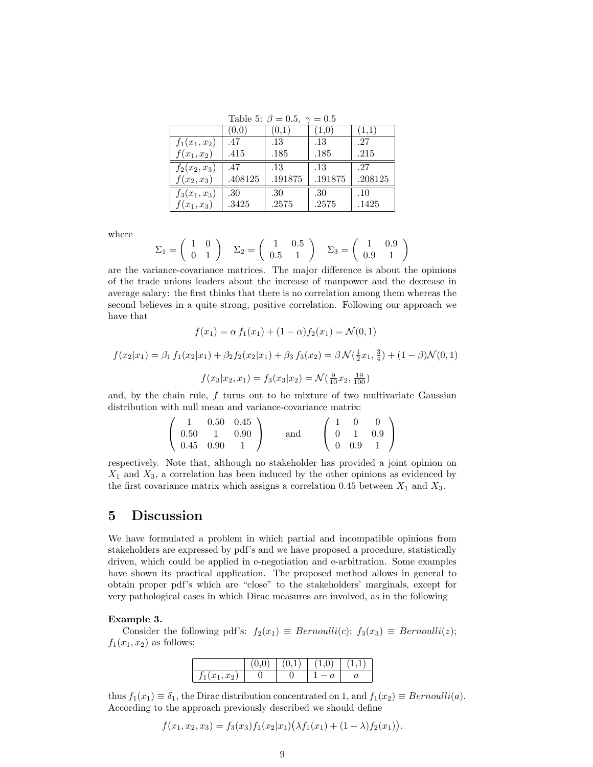Table 5: $\beta = 0.5,\ \gamma = 0.5$

| | (0,0) | (0,1) | (1,0) | (1,1) |
|---|---|---|---|---|
| $f_1(x_1, x_2)$ | .47 | .13 | .13 | .27 |
| $f(x_1, x_2)$ | .415 | .185 | .185 | .215 |
| $f_2(x_2, x_3)$ | .47 | .13 | .13 | .27 |
| $f(x_2, x_3)$ | .408125 | .191875 | .191875 | .208125 |
| $f_3(x_1, x_3)$ | .30 | .30 | .30 | .10 |
| $f(x_1, x_3)$ | .3425 | .2575 | .2575 | .1425 |

where

$$\Sigma_1 = \begin{pmatrix} 1 & 0 \\ 0 & 1 \end{pmatrix} \quad \Sigma_2 = \begin{pmatrix} 1 & 0.5 \\ 0.5 & 1 \end{pmatrix} \quad \Sigma_3 = \begin{pmatrix} 1 & 0.9 \\ 0.9 & 1 \end{pmatrix}$$

are the variance-covariance matrices. The major difference is about the opinions of the trade unions leaders about the increase of manpower and the decrease in average salary: the first thinks that there is no correlation among them whereas the second believes in a quite strong, positive correlation. Following our approach we have that

$$f(x_1) = \alpha\, f_1(x_1) + (1 - \alpha) f_2(x_1) = \mathcal{N}(0, 1)$$

$$f(x_2|x_1) = \beta_1\, f_1(x_2|x_1) + \beta_2 f_2(x_2|x_1) + \beta_3\, f_3(x_2) = \beta\, \mathcal{N}(\tfrac{1}{2}x_1, \tfrac{3}{4}) + (1 - \beta)\mathcal{N}(0, 1)$$

$$f(x_3|x_2, x_1) = f_3(x_3|x_2) = \mathcal{N}(\tfrac{9}{10}x_2, \tfrac{19}{100})$$

and, by the chain rule, $f$ turns out to be mixture of two multivariate Gaussian distribution with null mean and variance-covariance matrix:

$$\begin{pmatrix} 1 & 0.50 & 0.45 \\ 0.50 & 1 & 0.90 \\ 0.45 & 0.90 & 1 \end{pmatrix} \qquad \text{and} \qquad \begin{pmatrix} 1 & 0 & 0 \\ 0 & 1 & 0.9 \\ 0 & 0.9 & 1 \end{pmatrix}$$

respectively. Note that, although no stakeholder has provided a joint opinion on $X_1$ and $X_3$, a correlation has been induced by the other opinions as evidenced by the first covariance matrix which assigns a correlation 0.45 between $X_1$ and $X_3$.

# 5 Discussion

We have formulated a problem in which partial and incompatible opinions from stakeholders are expressed by pdf's and we have proposed a procedure, statistically driven, which could be applied in e-negotiation and e-arbitration. Some examples have shown its practical application. The proposed method allows in general to obtain proper pdf's which are "close" to the stakeholders' marginals, except for very pathological cases in which Dirac measures are involved, as in the following

**Example 3.**

Consider the following pdf's: $f_2(x_1) \equiv \mathit{Bernoulli}(c)$; $f_3(x_3) \equiv \mathit{Bernoulli}(z)$; $f_1(x_1, x_2)$ as follows:

| | (0,0) | (0,1) | (1,0) | (1,1) |
|---|---|---|---|---|
| $f_1(x_1, x_2)$ | 0 | 0 | $1 - a$ | $a$ |

thus $f_1(x_1) \equiv \delta_1$, the Dirac distribution concentrated on 1, and $f_1(x_2) \equiv \mathit{Bernoulli}(a)$. According to the approach previously described we should define

$$f(x_1, x_2, x_3) = f_3(x_3) f_1(x_2|x_1)\big(\lambda f_1(x_1) + (1 - \lambda) f_2(x_1)\big).$$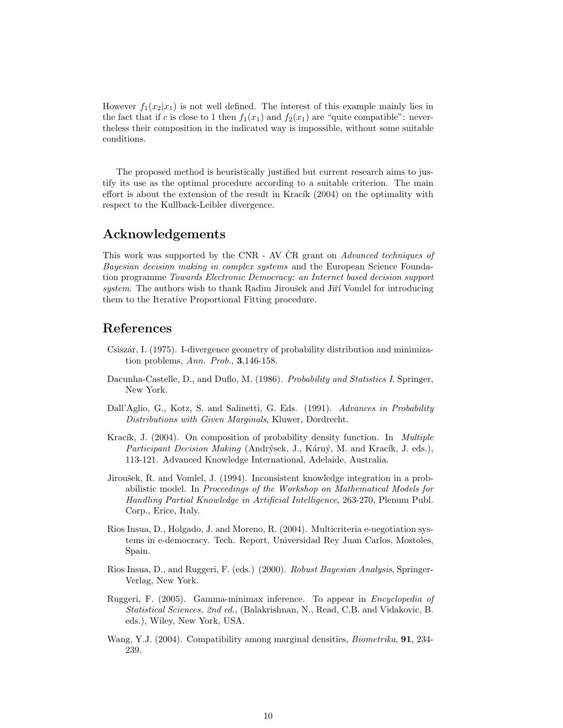However $f_1(x_2|x_1)$ is not well defined. The interest of this example mainly lies in the fact that if $c$ is close to 1 then $f_1(x_1)$ and $f_2(x_1)$ are "quite compatible": nevertheless their composition in the indicated way is impossible, without some suitable conditions.

The proposed method is heuristically justified but current research aims to justify its use as the optimal procedure according to a suitable criterion. The main effort is about the extension of the result in Kracík (2004) on the optimality with respect to the Kullback-Leibler divergence.

## Acknowledgements

This work was supported by the CNR - AV ČR grant on *Advanced techniques of Bayesian decision making in complex systems* and the European Science Foundation programme *Towards Electronic Democracy: an Internet based decision support system*. The authors wish to thank Radim Jiroušek and Jiří Vomlel for introducing them to the Iterative Proportional Fitting procedure.

## References

Csiszár, I. (1975). I-divergence geometry of probability distribution and minimization problems, *Ann. Prob.*, **3**,146-158.

Dacunha-Castelle, D., and Duflo, M. (1986). *Probability and Statistics I.* Springer, New York.

Dall'Aglio, G., Kotz, S. and Salinetti, G. Eds. (1991). *Advances in Probability Distributions with Given Marginals*, Kluwer, Dordrecht.

Kracík, J. (2004). On composition of probability density function. In *Multiple Participant Decision Making* (Andrýsek, J., Kárný, M. and Kracík, J. eds.), 113-121. Advanced Knowledge International, Adelaide, Australia.

Jiroušek, R. and Vomlel, J. (1994). Inconsistent knowledge integration in a probabilistic model. In *Proceedings of the Workshop on Mathematical Models for Handling Partial Knowledge in Artificial Intelligence*, 263-270, Plenum Publ. Corp., Erice, Italy.

Rios Insua, D., Holgado, J. and Moreno, R. (2004). Multicriteria e-negotiation systems in e-democracy. Tech. Report, Universidad Rey Juan Carlos, Mostoles, Spain.

Rios Insua, D., and Ruggeri, F. (eds.) (2000). *Robust Bayesian Analysis*, Springer-Verlag, New York.

Ruggeri, F. (2005). Gamma-minimax inference. To appear in *Encyclopedia of Statistical Sciences, 2nd ed.*, (Balakrishnan, N., Read, C.B. and Vidakovic, B. eds.), Wiley, New York, USA.

Wang, Y.J. (2004). Compatibility among marginal densities, *Biometrika*, **91**, 234-239.